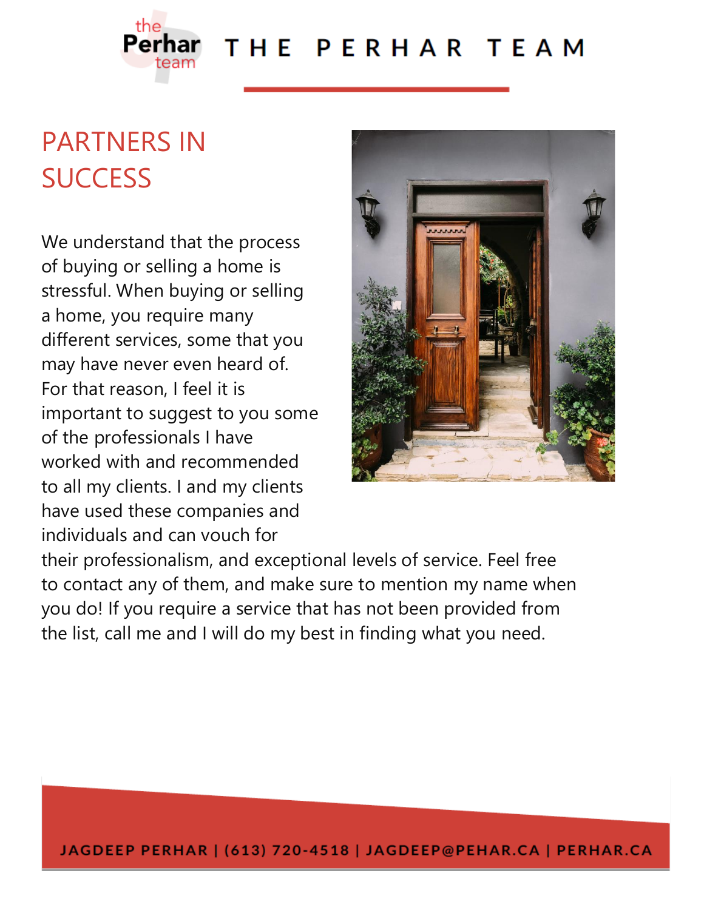# THE PERHAR TEAM

## PARTNERS IN SUCCESS

We understand that the process of buying or selling a home is stressful. When buying or selling a home, you require many different services, some that you may have never even heard of. For that reason, I feel it is important to suggest to you some of the professionals I have worked with and recommended to all my clients. I and my clients have used these companies and individuals and can vouch for their professionalism, and exceptional levels of service. Feel free to contact any of them, and make sure to mention my name when you do! If you require a service that has not been provided from the list, call me and I will do my best in finding what you need.

JAGDEEP PERHAR | (613) 720-4518 | JAGDEEP@PEHAR.CA | PERHAR.CA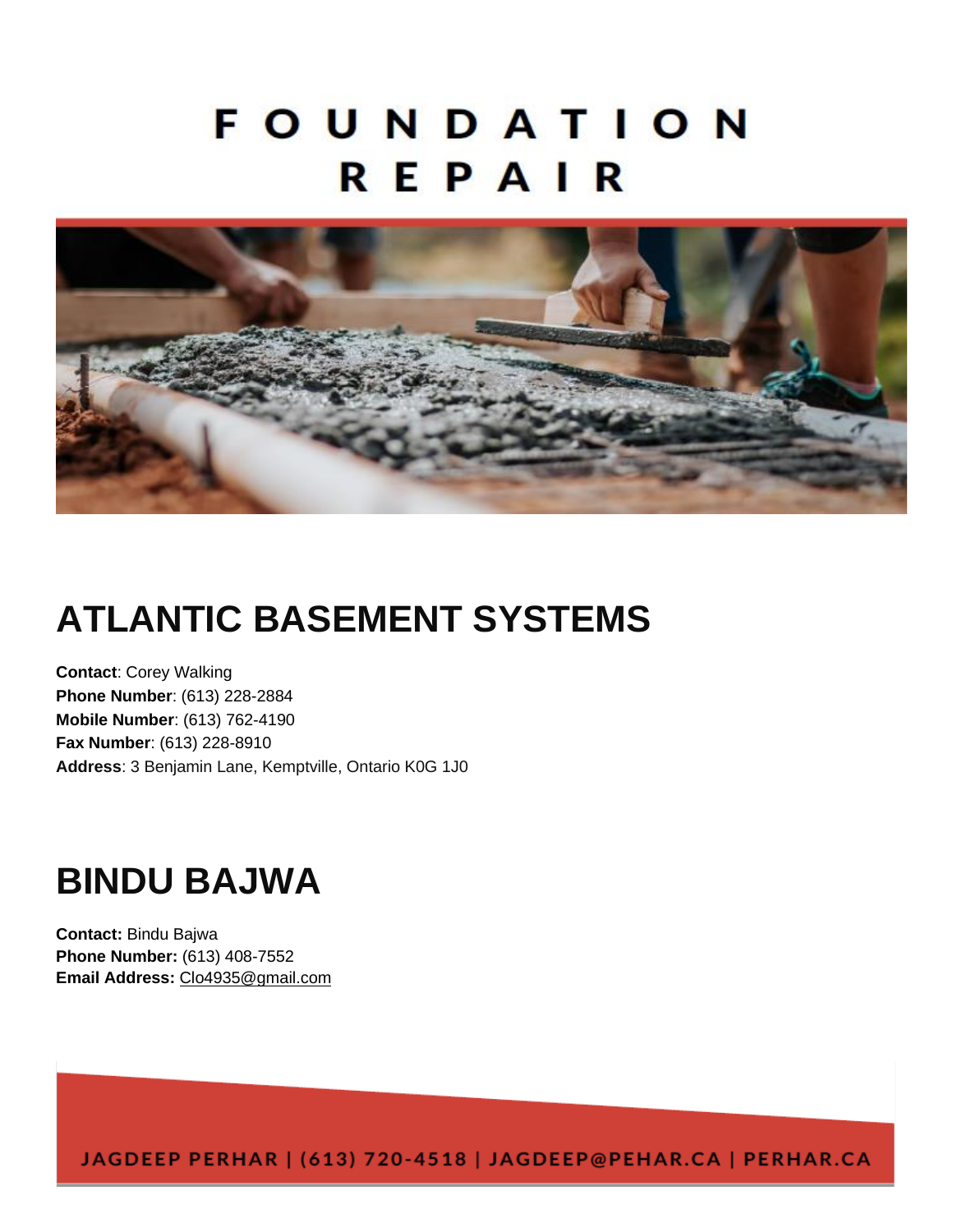# FOUNDATION REPAIR

## ATLANTIC BASEMENT SYSTEMS

**Contact**: Corey Walking
**Phone Number**: (613) 228-2884
**Mobile Number**: (613) 762-4190
**Fax Number**: (613) 228-8910
**Address**: 3 Benjamin Lane, Kemptville, Ontario K0G 1J0

## BINDU BAJWA

**Contact:** Bindu Bajwa
**Phone Number:** (613) 408-7552
**Email Address:** Clo4935@gmail.com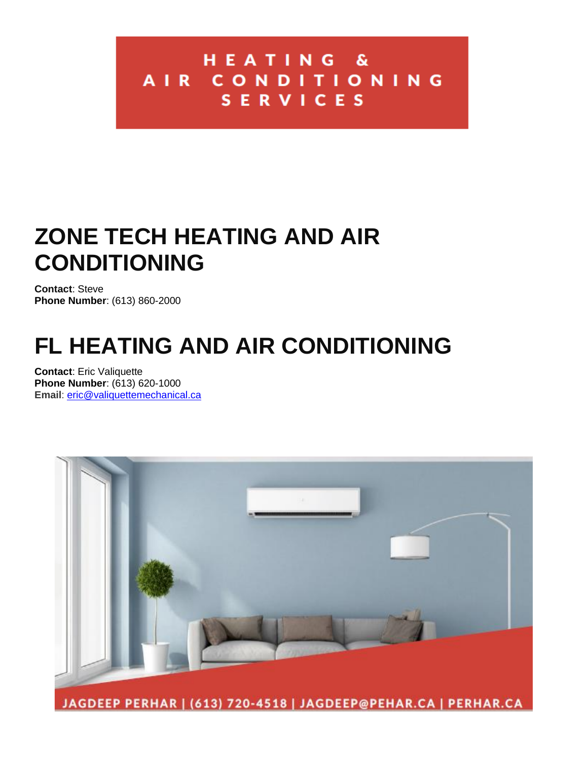# HEATING & AIR CONDITIONING SERVICES

## ZONE TECH HEATING AND AIR CONDITIONING

**Contact**: Steve
**Phone Number**: (613) 860-2000

## FL HEATING AND AIR CONDITIONING

**Contact**: Eric Valiquette
**Phone Number**: (613) 620-1000
**Email**: eric@valiquettemechanical.ca

JAGDEEP PERHAR | (613) 720-4518 | JAGDEEP@PEHAR.CA | PERHAR.CA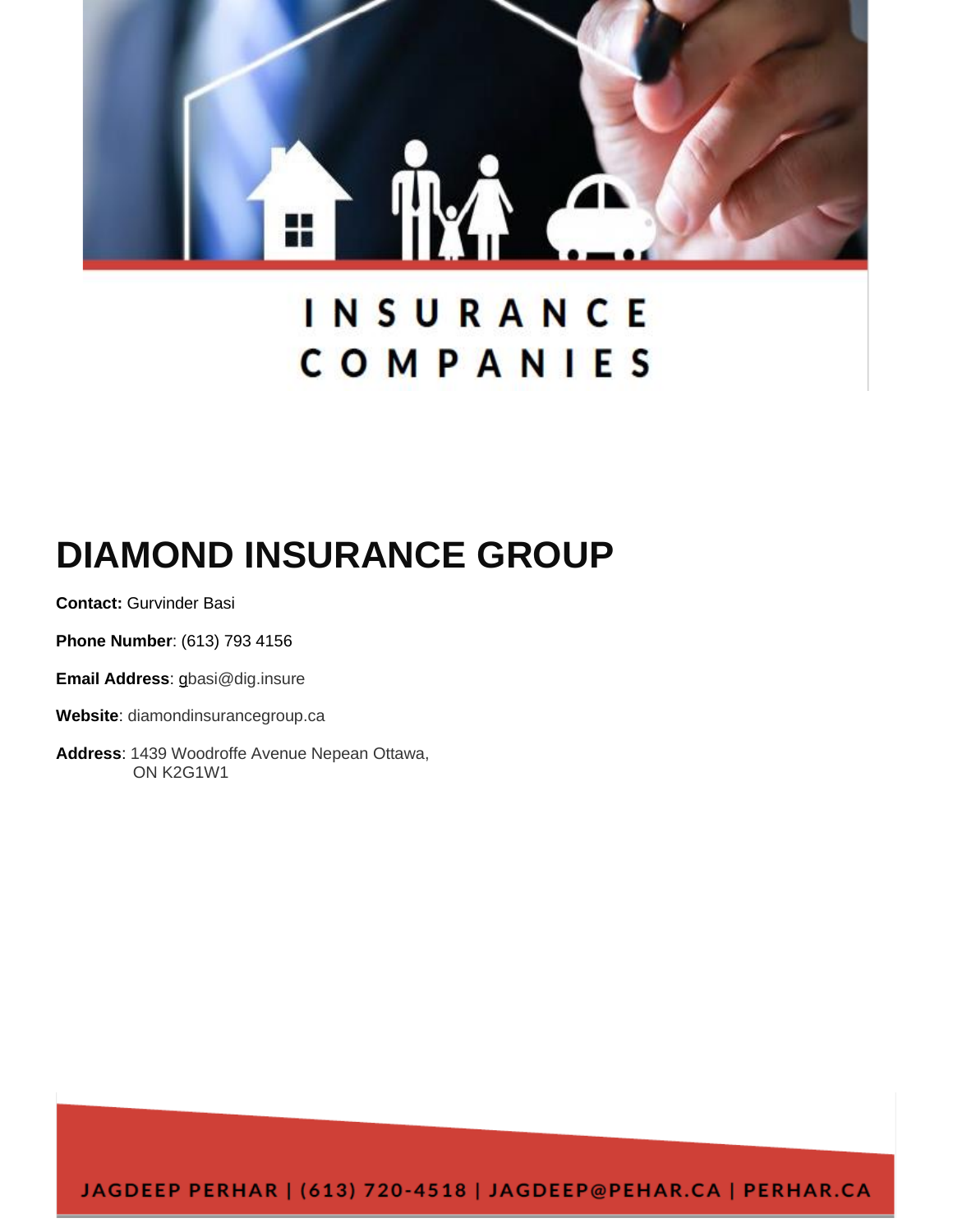# INSURANCE COMPANIES

## DIAMOND INSURANCE GROUP

**Contact:** Gurvinder Basi

**Phone Number**: (613) 793 4156

**Email Address**: gbasi@dig.insure

**Website**: diamondinsurancegroup.ca

**Address**: 1439 Woodroffe Avenue Nepean Ottawa, ON K2G1W1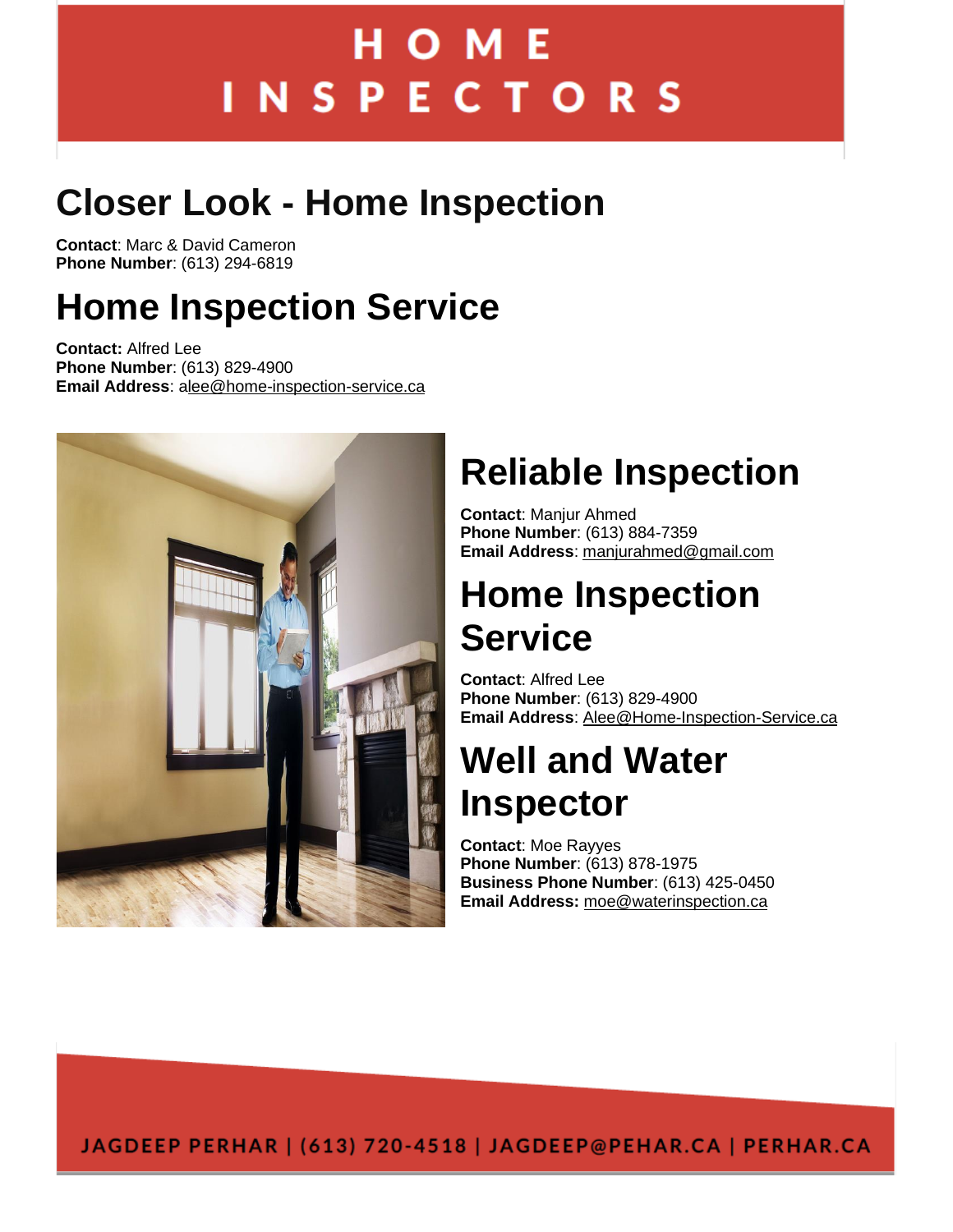# HOME INSPECTORS

## Closer Look - Home Inspection

**Contact**: Marc & David Cameron
**Phone Number**: (613) 294-6819

## Home Inspection Service

**Contact:** Alfred Lee
**Phone Number**: (613) 829-4900
**Email Address**: alee@home-inspection-service.ca

## Reliable Inspection

**Contact**: Manjur Ahmed
**Phone Number**: (613) 884-7359
**Email Address**: manjurahmed@gmail.com

## Home Inspection Service

**Contact**: Alfred Lee
**Phone Number**: (613) 829-4900
**Email Address**: Alee@Home-Inspection-Service.ca

## Well and Water Inspector

**Contact**: Moe Rayyes
**Phone Number**: (613) 878-1975
**Business Phone Number**: (613) 425-0450
**Email Address:** moe@waterinspection.ca

JAGDEEP PERHAR | (613) 720-4518 | JAGDEEP@PEHAR.CA | PERHAR.CA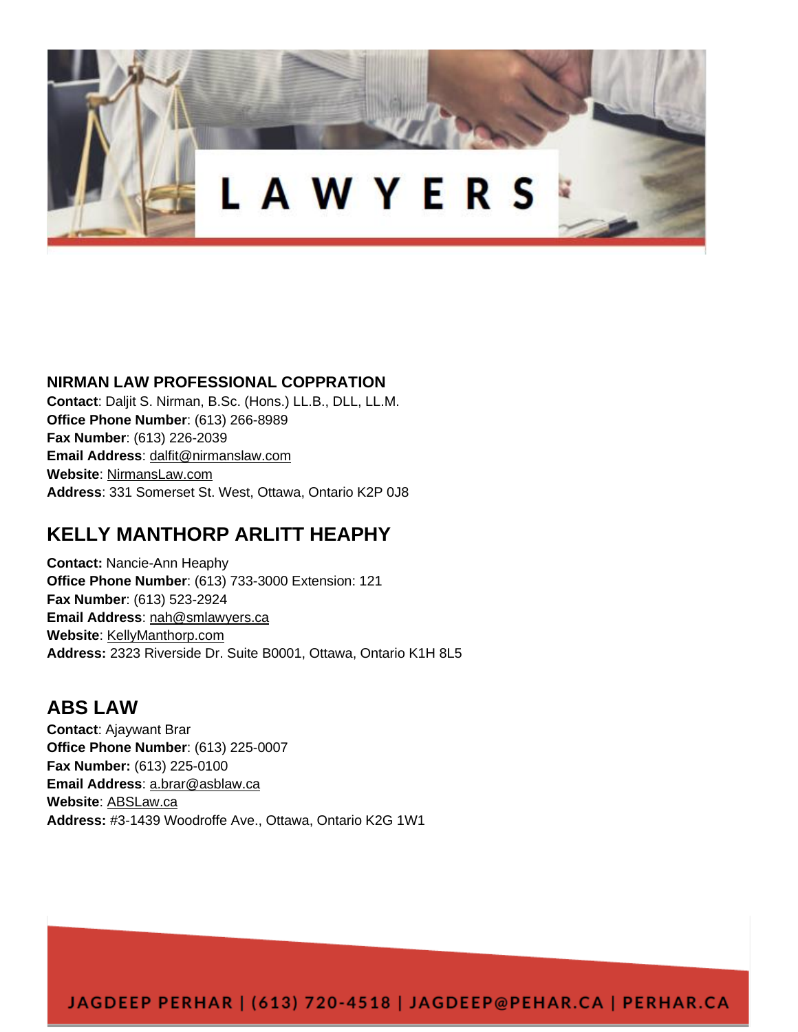# LAWYERS

**NIRMAN LAW PROFESSIONAL COPPRATION**
**Contact**: Daljit S. Nirman, B.Sc. (Hons.) LL.B., DLL, LL.M.
**Office Phone Number**: (613) 266-8989
**Fax Number**: (613) 226-2039
**Email Address**: dalfit@nirmanslaw.com
**Website**: NirmansLaw.com
**Address**: 331 Somerset St. West, Ottawa, Ontario K2P 0J8

## KELLY MANTHORP ARLITT HEAPHY

**Contact:** Nancie-Ann Heaphy
**Office Phone Number**: (613) 733-3000 Extension: 121
**Fax Number**: (613) 523-2924
**Email Address**: nah@smlawyers.ca
**Website**: KellyManthorp.com
**Address:** 2323 Riverside Dr. Suite B0001, Ottawa, Ontario K1H 8L5

## ABS LAW

**Contact**: Ajaywant Brar
**Office Phone Number**: (613) 225-0007
**Fax Number:** (613) 225-0100
**Email Address**: a.brar@asblaw.ca
**Website**: ABSLaw.ca
**Address:** #3-1439 Woodroffe Ave., Ottawa, Ontario K2G 1W1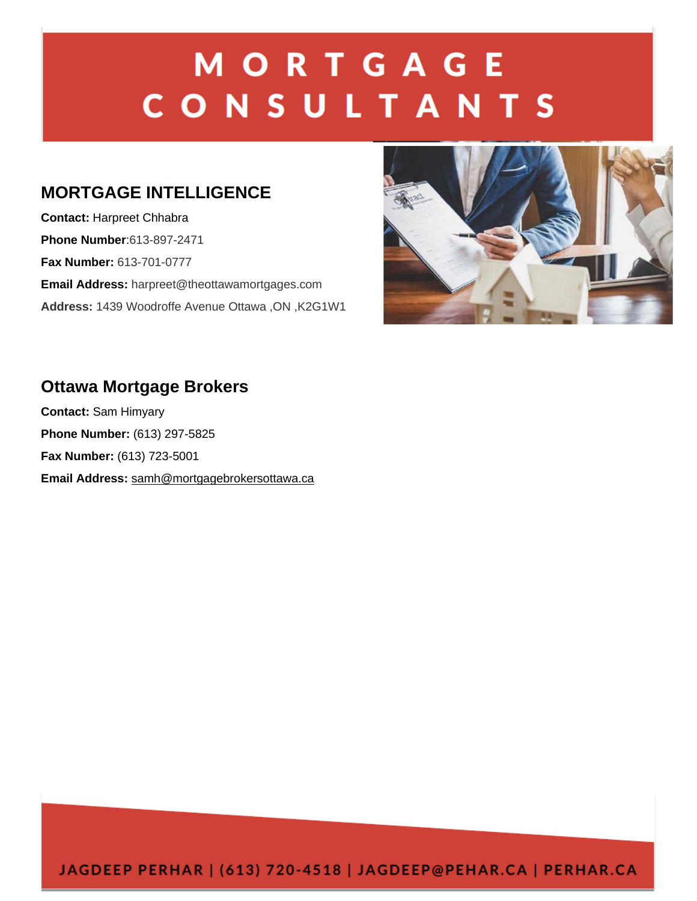# MORTGAGE CONSULTANTS

## MORTGAGE INTELLIGENCE

**Contact:** Harpreet Chhabra

**Phone Number**:613-897-2471

**Fax Number:** 613-701-0777

**Email Address:** harpreet@theottawamortgages.com

**Address:** 1439 Woodroffe Avenue Ottawa ,ON ,K2G1W1

## Ottawa Mortgage Brokers

**Contact:** Sam Himyary

**Phone Number:** (613) 297-5825

**Fax Number:** (613) 723-5001

**Email Address:** samh@mortgagebrokersottawa.ca

JAGDEEP PERHAR | (613) 720-4518 | JAGDEEP@PEHAR.CA | PERHAR.CA